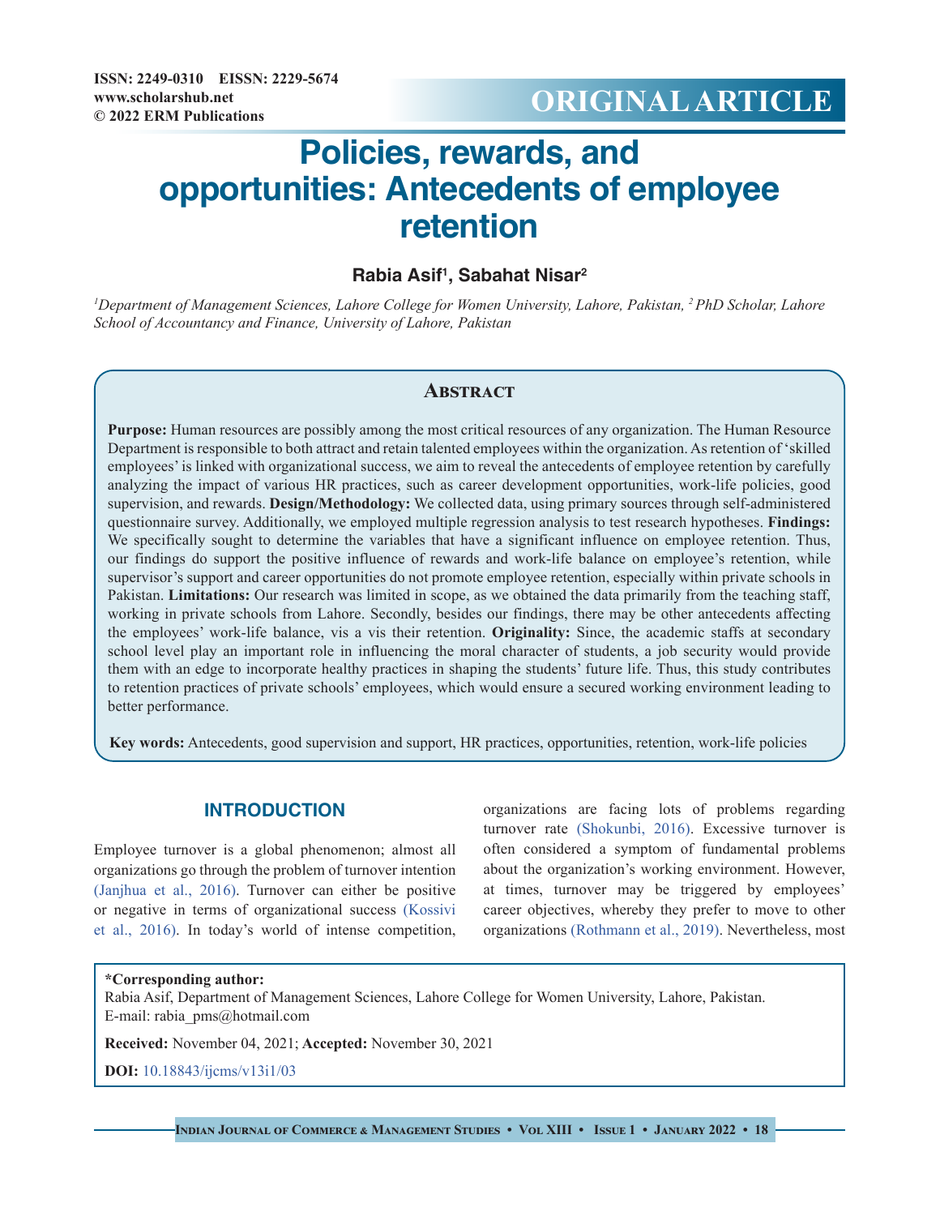ISSN: 2249-0310 EISSN: 2229-5674
www.scholarshub.net
© 2022 ERM Publications

**ORIGINAL ARTICLE**

# Policies, rewards, and opportunities: Antecedents of employee retention

**Rabia Asif[1], Sabahat Nisar[2]**

*[1]Department of Management Sciences, Lahore College for Women University, Lahore, Pakistan, [2] PhD Scholar, Lahore School of Accountancy and Finance, University of Lahore, Pakistan*

## Abstract

**Purpose:** Human resources are possibly among the most critical resources of any organization. The Human Resource Department is responsible to both attract and retain talented employees within the organization. As retention of 'skilled employees' is linked with organizational success, we aim to reveal the antecedents of employee retention by carefully analyzing the impact of various HR practices, such as career development opportunities, work-life policies, good supervision, and rewards. **Design/Methodology:** We collected data, using primary sources through self-administered questionnaire survey. Additionally, we employed multiple regression analysis to test research hypotheses. **Findings:** We specifically sought to determine the variables that have a significant influence on employee retention. Thus, our findings do support the positive influence of rewards and work-life balance on employee's retention, while supervisor's support and career opportunities do not promote employee retention, especially within private schools in Pakistan. **Limitations:** Our research was limited in scope, as we obtained the data primarily from the teaching staff, working in private schools from Lahore. Secondly, besides our findings, there may be other antecedents affecting the employees' work-life balance, vis a vis their retention. **Originality:** Since, the academic staffs at secondary school level play an important role in influencing the moral character of students, a job security would provide them with an edge to incorporate healthy practices in shaping the students' future life. Thus, this study contributes to retention practices of private schools' employees, which would ensure a secured working environment leading to better performance.

**Key words:** Antecedents, good supervision and support, HR practices, opportunities, retention, work-life policies

## INTRODUCTION

Employee turnover is a global phenomenon; almost all organizations go through the problem of turnover intention (Janjhua et al., 2016). Turnover can either be positive or negative in terms of organizational success (Kossivi et al., 2016). In today's world of intense competition, organizations are facing lots of problems regarding turnover rate (Shokunbi, 2016). Excessive turnover is often considered a symptom of fundamental problems about the organization's working environment. However, at times, turnover may be triggered by employees' career objectives, whereby they prefer to move to other organizations (Rothmann et al., 2019). Nevertheless, most

**\*Corresponding author:**
Rabia Asif, Department of Management Sciences, Lahore College for Women University, Lahore, Pakistan.
E-mail: rabia_pms@hotmail.com

**Received:** November 04, 2021; **Accepted:** November 30, 2021

**DOI:** 10.18843/ijcms/v13i1/03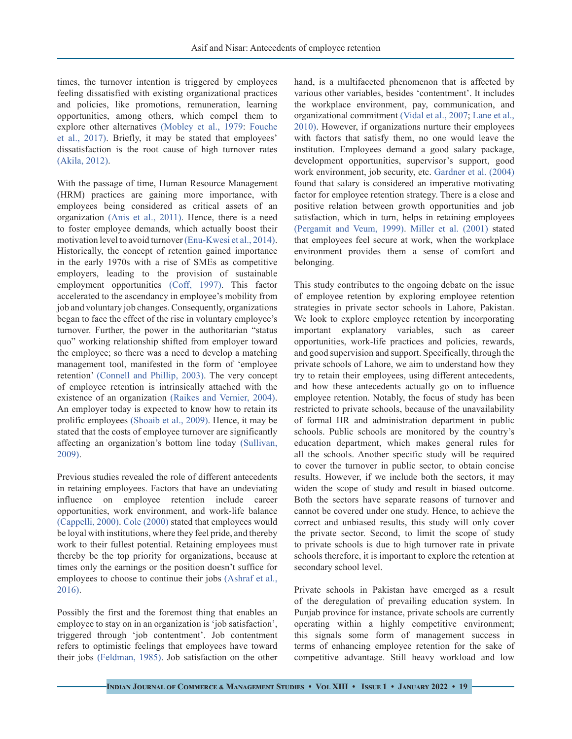times, the turnover intention is triggered by employees feeling dissatisfied with existing organizational practices and policies, like promotions, remuneration, learning opportunities, among others, which compel them to explore other alternatives (Mobley et al., 1979: Fouche et al., 2017). Briefly, it may be stated that employees' dissatisfaction is the root cause of high turnover rates (Akila, 2012).

With the passage of time, Human Resource Management (HRM) practices are gaining more importance, with employees being considered as critical assets of an organization (Anis et al., 2011). Hence, there is a need to foster employee demands, which actually boost their motivation level to avoid turnover (Enu-Kwesi et al., 2014). Historically, the concept of retention gained importance in the early 1970s with a rise of SMEs as competitive employers, leading to the provision of sustainable employment opportunities (Coff, 1997). This factor accelerated to the ascendancy in employee's mobility from job and voluntary job changes. Consequently, organizations began to face the effect of the rise in voluntary employee's turnover. Further, the power in the authoritarian "status quo" working relationship shifted from employer toward the employee; so there was a need to develop a matching management tool, manifested in the form of 'employee retention' (Connell and Phillip, 2003). The very concept of employee retention is intrinsically attached with the existence of an organization (Raikes and Vernier, 2004). An employer today is expected to know how to retain its prolific employees (Shoaib et al., 2009). Hence, it may be stated that the costs of employee turnover are significantly affecting an organization's bottom line today (Sullivan, 2009).

Previous studies revealed the role of different antecedents in retaining employees. Factors that have an undeviating influence on employee retention include career opportunities, work environment, and work-life balance (Cappelli, 2000). Cole (2000) stated that employees would be loyal with institutions, where they feel pride, and thereby work to their fullest potential. Retaining employees must thereby be the top priority for organizations, because at times only the earnings or the position doesn't suffice for employees to choose to continue their jobs (Ashraf et al., 2016).

Possibly the first and the foremost thing that enables an employee to stay on in an organization is 'job satisfaction', triggered through 'job contentment'. Job contentment refers to optimistic feelings that employees have toward their jobs (Feldman, 1985). Job satisfaction on the other hand, is a multifaceted phenomenon that is affected by various other variables, besides 'contentment'. It includes the workplace environment, pay, communication, and organizational commitment (Vidal et al., 2007; Lane et al., 2010). However, if organizations nurture their employees with factors that satisfy them, no one would leave the institution. Employees demand a good salary package, development opportunities, supervisor's support, good work environment, job security, etc. Gardner et al. (2004) found that salary is considered an imperative motivating factor for employee retention strategy. There is a close and positive relation between growth opportunities and job satisfaction, which in turn, helps in retaining employees (Pergamit and Veum, 1999). Miller et al. (2001) stated that employees feel secure at work, when the workplace environment provides them a sense of comfort and belonging.

This study contributes to the ongoing debate on the issue of employee retention by exploring employee retention strategies in private sector schools in Lahore, Pakistan. We look to explore employee retention by incorporating important explanatory variables, such as career opportunities, work-life practices and policies, rewards, and good supervision and support. Specifically, through the private schools of Lahore, we aim to understand how they try to retain their employees, using different antecedents, and how these antecedents actually go on to influence employee retention. Notably, the focus of study has been restricted to private schools, because of the unavailability of formal HR and administration department in public schools. Public schools are monitored by the country's education department, which makes general rules for all the schools. Another specific study will be required to cover the turnover in public sector, to obtain concise results. However, if we include both the sectors, it may widen the scope of study and result in biased outcome. Both the sectors have separate reasons of turnover and cannot be covered under one study. Hence, to achieve the correct and unbiased results, this study will only cover the private sector. Second, to limit the scope of study to private schools is due to high turnover rate in private schools therefore, it is important to explore the retention at secondary school level.

Private schools in Pakistan have emerged as a result of the deregulation of prevailing education system. In Punjab province for instance, private schools are currently operating within a highly competitive environment; this signals some form of management success in terms of enhancing employee retention for the sake of competitive advantage. Still heavy workload and low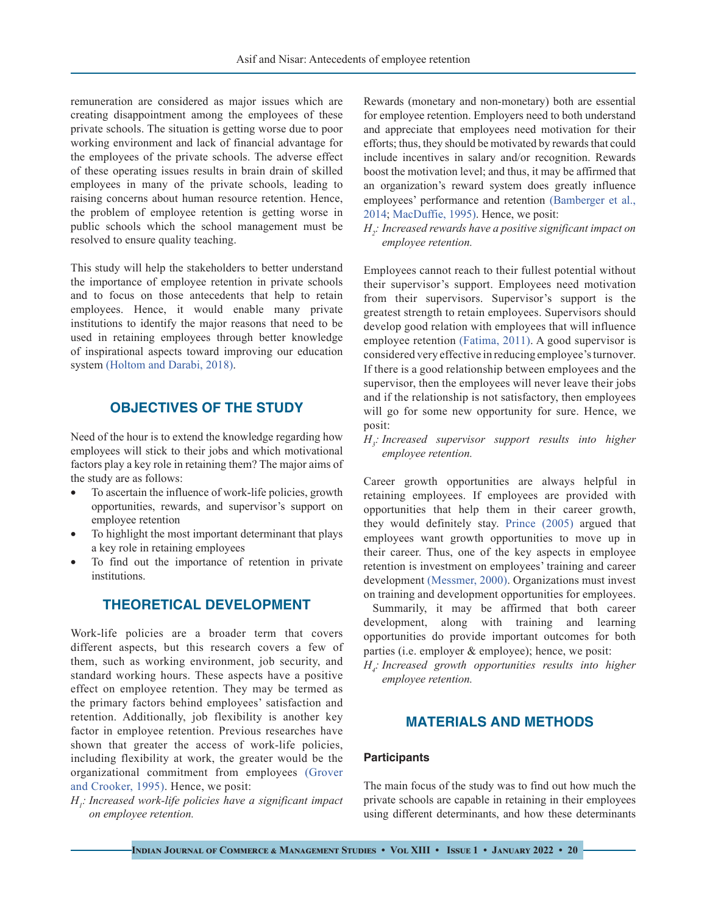remuneration are considered as major issues which are creating disappointment among the employees of these private schools. The situation is getting worse due to poor working environment and lack of financial advantage for the employees of the private schools. The adverse effect of these operating issues results in brain drain of skilled employees in many of the private schools, leading to raising concerns about human resource retention. Hence, the problem of employee retention is getting worse in public schools which the school management must be resolved to ensure quality teaching.

This study will help the stakeholders to better understand the importance of employee retention in private schools and to focus on those antecedents that help to retain employees. Hence, it would enable many private institutions to identify the major reasons that need to be used in retaining employees through better knowledge of inspirational aspects toward improving our education system (Holtom and Darabi, 2018).

## OBJECTIVES OF THE STUDY

Need of the hour is to extend the knowledge regarding how employees will stick to their jobs and which motivational factors play a key role in retaining them? The major aims of the study are as follows:

- To ascertain the influence of work-life policies, growth opportunities, rewards, and supervisor's support on employee retention
- To highlight the most important determinant that plays a key role in retaining employees
- To find out the importance of retention in private institutions.

## THEORETICAL DEVELOPMENT

Work-life policies are a broader term that covers different aspects, but this research covers a few of them, such as working environment, job security, and standard working hours. These aspects have a positive effect on employee retention. They may be termed as the primary factors behind employees' satisfaction and retention. Additionally, job flexibility is another key factor in employee retention. Previous researches have shown that greater the access of work-life policies, including flexibility at work, the greater would be the organizational commitment from employees (Grover and Crooker, 1995). Hence, we posit:

$H_1$: *Increased work-life policies have a significant impact on employee retention.*

Rewards (monetary and non-monetary) both are essential for employee retention. Employers need to both understand and appreciate that employees need motivation for their efforts; thus, they should be motivated by rewards that could include incentives in salary and/or recognition. Rewards boost the motivation level; and thus, it may be affirmed that an organization's reward system does greatly influence employees' performance and retention (Bamberger et al., 2014; MacDuffie, 1995). Hence, we posit:

$H_2$: *Increased rewards have a positive significant impact on employee retention.*

Employees cannot reach to their fullest potential without their supervisor's support. Employees need motivation from their supervisors. Supervisor's support is the greatest strength to retain employees. Supervisors should develop good relation with employees that will influence employee retention (Fatima, 2011). A good supervisor is considered very effective in reducing employee's turnover. If there is a good relationship between employees and the supervisor, then the employees will never leave their jobs and if the relationship is not satisfactory, then employees will go for some new opportunity for sure. Hence, we posit:

$H_3$: *Increased supervisor support results into higher employee retention.*

Career growth opportunities are always helpful in retaining employees. If employees are provided with opportunities that help them in their career growth, they would definitely stay. Prince (2005) argued that employees want growth opportunities to move up in their career. Thus, one of the key aspects in employee retention is investment on employees' training and career development (Messmer, 2000). Organizations must invest on training and development opportunities for employees.

Summarily, it may be affirmed that both career development, along with training and learning opportunities do provide important outcomes for both parties (i.e. employer & employee); hence, we posit:

$H_4$: *Increased growth opportunities results into higher employee retention.*

## MATERIALS AND METHODS

### Participants

The main focus of the study was to find out how much the private schools are capable in retaining in their employees using different determinants, and how these determinants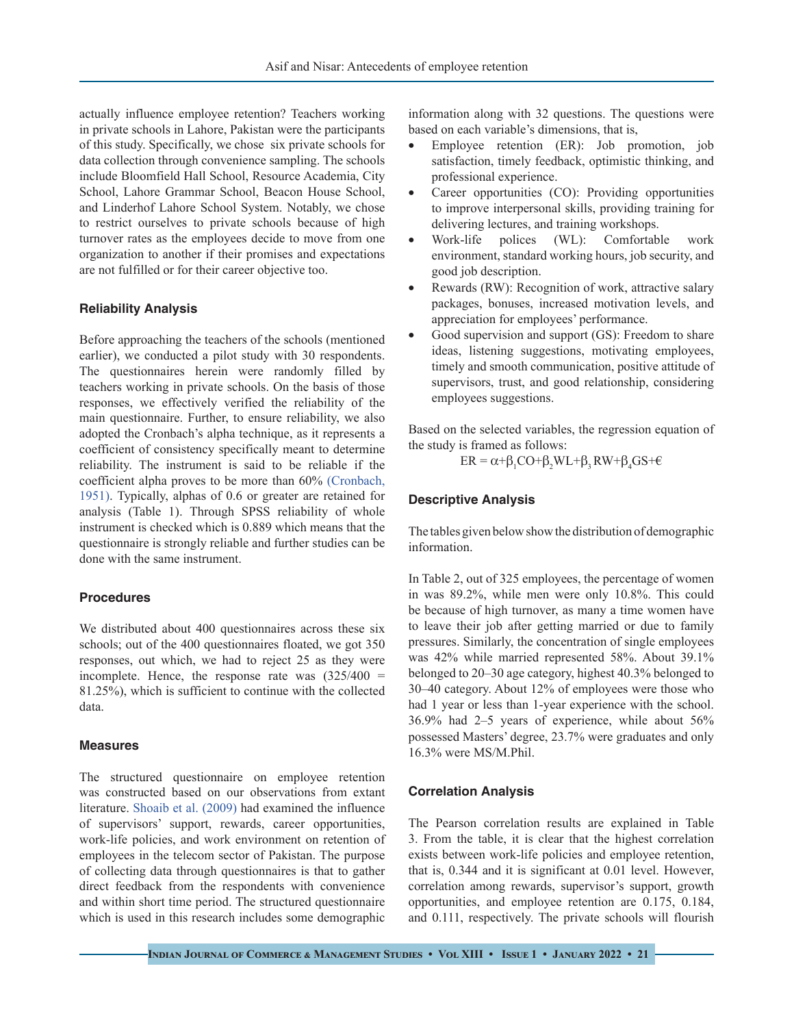actually influence employee retention? Teachers working in private schools in Lahore, Pakistan were the participants of this study. Specifically, we chose six private schools for data collection through convenience sampling. The schools include Bloomfield Hall School, Resource Academia, City School, Lahore Grammar School, Beacon House School, and Linderhof Lahore School System. Notably, we chose to restrict ourselves to private schools because of high turnover rates as the employees decide to move from one organization to another if their promises and expectations are not fulfilled or for their career objective too.

## Reliability Analysis

Before approaching the teachers of the schools (mentioned earlier), we conducted a pilot study with 30 respondents. The questionnaires herein were randomly filled by teachers working in private schools. On the basis of those responses, we effectively verified the reliability of the main questionnaire. Further, to ensure reliability, we also adopted the Cronbach's alpha technique, as it represents a coefficient of consistency specifically meant to determine reliability. The instrument is said to be reliable if the coefficient alpha proves to be more than 60% (Cronbach, 1951). Typically, alphas of 0.6 or greater are retained for analysis (Table 1). Through SPSS reliability of whole instrument is checked which is 0.889 which means that the questionnaire is strongly reliable and further studies can be done with the same instrument.

## Procedures

We distributed about 400 questionnaires across these six schools; out of the 400 questionnaires floated, we got 350 responses, out which, we had to reject 25 as they were incomplete. Hence, the response rate was (325/400 = 81.25%), which is sufficient to continue with the collected data.

## Measures

The structured questionnaire on employee retention was constructed based on our observations from extant literature. Shoaib et al. (2009) had examined the influence of supervisors' support, rewards, career opportunities, work-life policies, and work environment on retention of employees in the telecom sector of Pakistan. The purpose of collecting data through questionnaires is that to gather direct feedback from the respondents with convenience and within short time period. The structured questionnaire which is used in this research includes some demographic information along with 32 questions. The questions were based on each variable's dimensions, that is,

- Employee retention (ER): Job promotion, job satisfaction, timely feedback, optimistic thinking, and professional experience.
- Career opportunities (CO): Providing opportunities to improve interpersonal skills, providing training for delivering lectures, and training workshops.
- Work-life polices (WL): Comfortable work environment, standard working hours, job security, and good job description.
- Rewards (RW): Recognition of work, attractive salary packages, bonuses, increased motivation levels, and appreciation for employees' performance.
- Good supervision and support (GS): Freedom to share ideas, listening suggestions, motivating employees, timely and smooth communication, positive attitude of supervisors, trust, and good relationship, considering employees suggestions.

Based on the selected variables, the regression equation of the study is framed as follows:

$$ER = \alpha + \beta_1 CO + \beta_2 WL + \beta_3 RW + \beta_4 GS + €$$

## Descriptive Analysis

The tables given below show the distribution of demographic information.

In Table 2, out of 325 employees, the percentage of women in was 89.2%, while men were only 10.8%. This could be because of high turnover, as many a time women have to leave their job after getting married or due to family pressures. Similarly, the concentration of single employees was 42% while married represented 58%. About 39.1% belonged to 20–30 age category, highest 40.3% belonged to 30–40 category. About 12% of employees were those who had 1 year or less than 1-year experience with the school. 36.9% had 2–5 years of experience, while about 56% possessed Masters' degree, 23.7% were graduates and only 16.3% were MS/M.Phil.

## Correlation Analysis

The Pearson correlation results are explained in Table 3. From the table, it is clear that the highest correlation exists between work-life policies and employee retention, that is, 0.344 and it is significant at 0.01 level. However, correlation among rewards, supervisor's support, growth opportunities, and employee retention are 0.175, 0.184, and 0.111, respectively. The private schools will flourish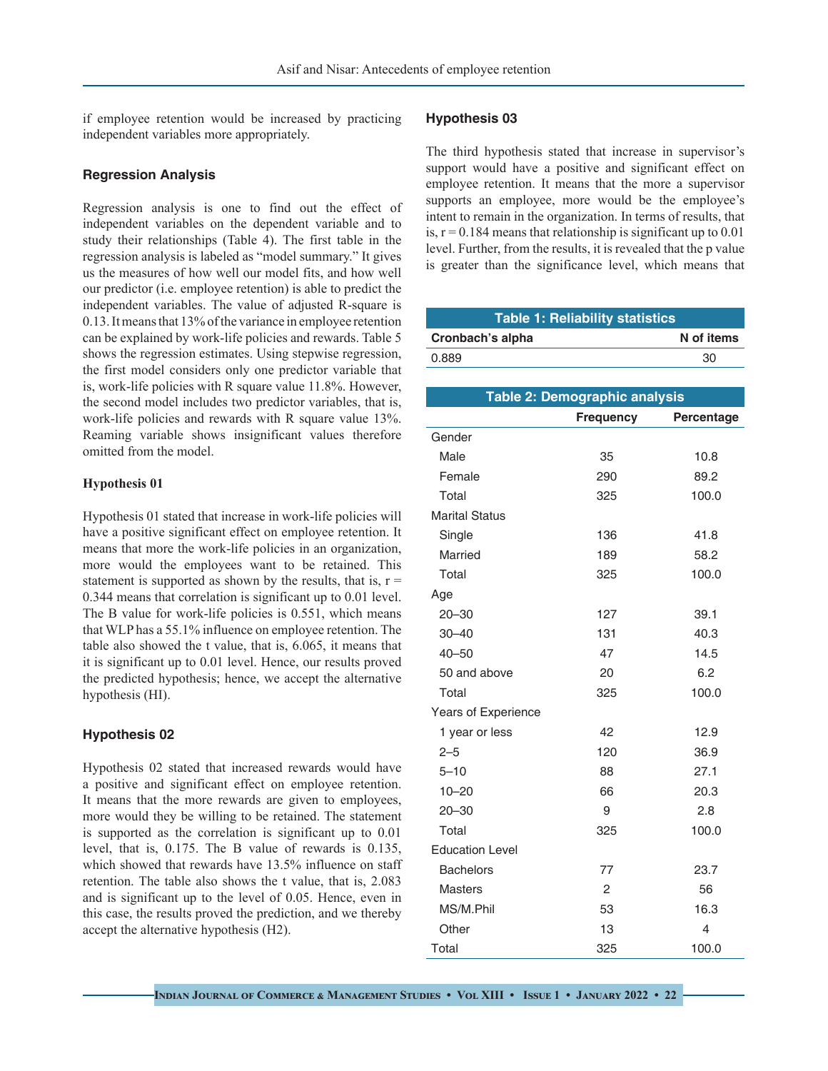if employee retention would be increased by practicing independent variables more appropriately.

## Regression Analysis

Regression analysis is one to find out the effect of independent variables on the dependent variable and to study their relationships (Table 4). The first table in the regression analysis is labeled as "model summary." It gives us the measures of how well our model fits, and how well our predictor (i.e. employee retention) is able to predict the independent variables. The value of adjusted R-square is 0.13. It means that 13% of the variance in employee retention can be explained by work-life policies and rewards. Table 5 shows the regression estimates. Using stepwise regression, the first model considers only one predictor variable that is, work-life policies with R square value 11.8%. However, the second model includes two predictor variables, that is, work-life policies and rewards with R square value 13%. Reaming variable shows insignificant values therefore omitted from the model.

### Hypothesis 01

Hypothesis 01 stated that increase in work-life policies will have a positive significant effect on employee retention. It means that more the work-life policies in an organization, more would the employees want to be retained. This statement is supported as shown by the results, that is, r = 0.344 means that correlation is significant up to 0.01 level. The B value for work-life policies is 0.551, which means that WLP has a 55.1% influence on employee retention. The table also showed the t value, that is, 6.065, it means that it is significant up to 0.01 level. Hence, our results proved the predicted hypothesis; hence, we accept the alternative hypothesis (HI).

### Hypothesis 02

Hypothesis 02 stated that increased rewards would have a positive and significant effect on employee retention. It means that the more rewards are given to employees, more would they be willing to be retained. The statement is supported as the correlation is significant up to 0.01 level, that is, 0.175. The B value of rewards is 0.135, which showed that rewards have 13.5% influence on staff retention. The table also shows the t value, that is, 2.083 and is significant up to the level of 0.05. Hence, even in this case, the results proved the prediction, and we thereby accept the alternative hypothesis (H2).

### Hypothesis 03

The third hypothesis stated that increase in supervisor's support would have a positive and significant effect on employee retention. It means that the more a supervisor supports an employee, more would be the employee's intent to remain in the organization. In terms of results, that is, r = 0.184 means that relationship is significant up to 0.01 level. Further, from the results, it is revealed that the p value is greater than the significance level, which means that

**Table 1: Reliability statistics**

| Cronbach's alpha | N of items |
|---|---|
| 0.889 | 30 |

**Table 2: Demographic analysis**

| | Frequency | Percentage |
|---|---|---|
| Gender | | |
| Male | 35 | 10.8 |
| Female | 290 | 89.2 |
| Total | 325 | 100.0 |
| Marital Status | | |
| Single | 136 | 41.8 |
| Married | 189 | 58.2 |
| Total | 325 | 100.0 |
| Age | | |
| 20–30 | 127 | 39.1 |
| 30–40 | 131 | 40.3 |
| 40–50 | 47 | 14.5 |
| 50 and above | 20 | 6.2 |
| Total | 325 | 100.0 |
| Years of Experience | | |
| 1 year or less | 42 | 12.9 |
| 2–5 | 120 | 36.9 |
| 5–10 | 88 | 27.1 |
| 10–20 | 66 | 20.3 |
| 20–30 | 9 | 2.8 |
| Total | 325 | 100.0 |
| Education Level | | |
| Bachelors | 77 | 23.7 |
| Masters | 2 | 56 |
| MS/M.Phil | 53 | 16.3 |
| Other | 13 | 4 |
| Total | 325 | 100.0 |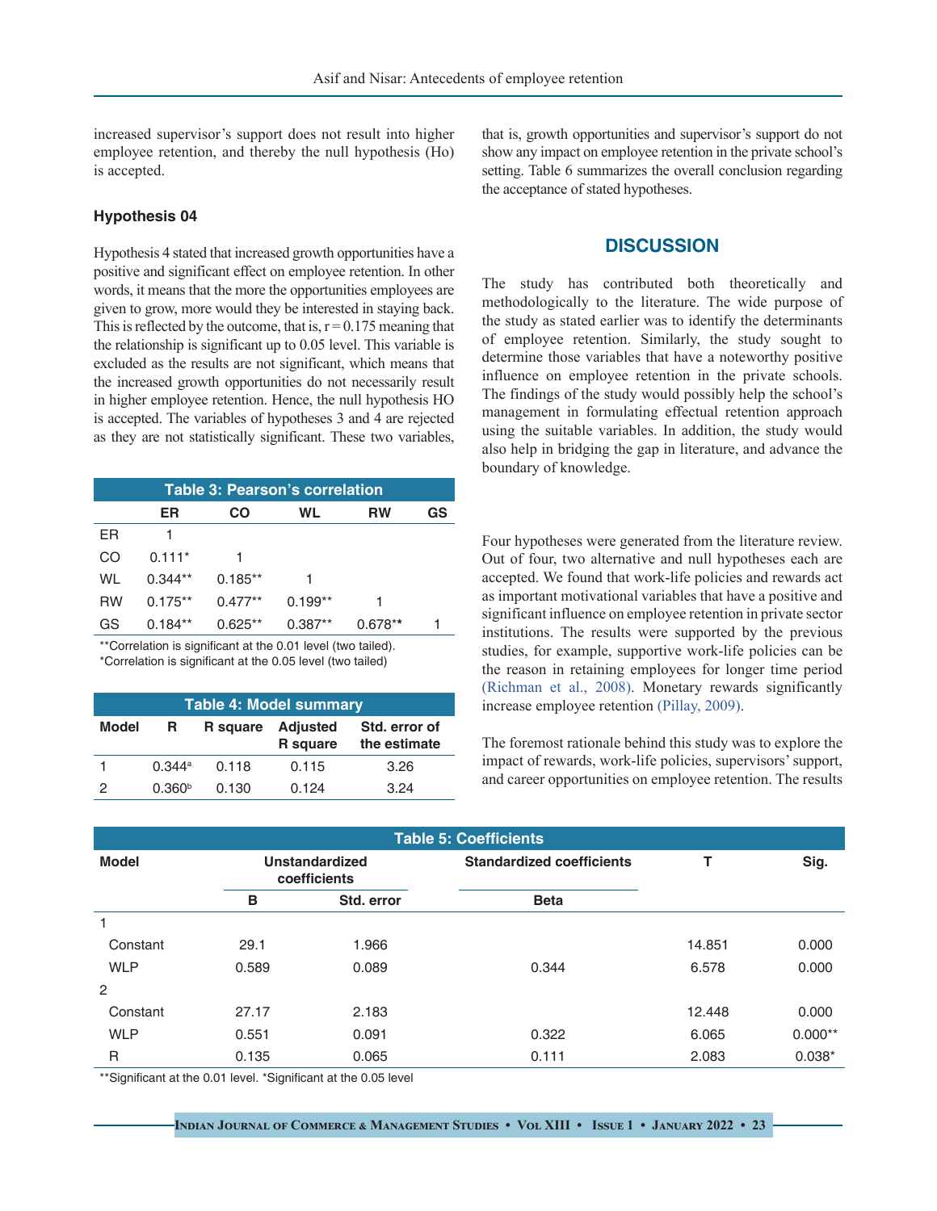increased supervisor's support does not result into higher employee retention, and thereby the null hypothesis (Ho) is accepted.

### Hypothesis 04

Hypothesis 4 stated that increased growth opportunities have a positive and significant effect on employee retention. In other words, it means that the more the opportunities employees are given to grow, more would they be interested in staying back. This is reflected by the outcome, that is, r = 0.175 meaning that the relationship is significant up to 0.05 level. This variable is excluded as the results are not significant, which means that the increased growth opportunities do not necessarily result in higher employee retention. Hence, the null hypothesis HO is accepted. The variables of hypotheses 3 and 4 are rejected as they are not statistically significant. These two variables, that is, growth opportunities and supervisor's support do not show any impact on employee retention in the private school's setting. Table 6 summarizes the overall conclusion regarding the acceptance of stated hypotheses.

**Table 3: Pearson's correlation**

| | ER | CO | WL | RW | GS |
|---|---|---|---|---|---|
| ER | 1 | | | | |
| CO | 0.111* | 1 | | | |
| WL | 0.344** | 0.185** | 1 | | |
| RW | 0.175** | 0.477** | 0.199** | 1 | |
| GS | 0.184** | 0.625** | 0.387** | 0.678** | 1 |

**Correlation is significant at the 0.01 level (two tailed).
*Correlation is significant at the 0.05 level (two tailed)

**Table 4: Model summary**

| Model | R | R square | Adjusted R square | Std. error of the estimate |
|---|---|---|---|---|
| 1 | 0.344[a] | 0.118 | 0.115 | 3.26 |
| 2 | 0.360[b] | 0.130 | 0.124 | 3.24 |

## DISCUSSION

The study has contributed both theoretically and methodologically to the literature. The wide purpose of the study as stated earlier was to identify the determinants of employee retention. Similarly, the study sought to determine those variables that have a noteworthy positive influence on employee retention in the private schools. The findings of the study would possibly help the school's management in formulating effectual retention approach using the suitable variables. In addition, the study would also help in bridging the gap in literature, and advance the boundary of knowledge.

Four hypotheses were generated from the literature review. Out of four, two alternative and null hypotheses each are accepted. We found that work-life policies and rewards act as important motivational variables that have a positive and significant influence on employee retention in private sector institutions. The results were supported by the previous studies, for example, supportive work-life policies can be the reason in retaining employees for longer time period (Richman et al., 2008). Monetary rewards significantly increase employee retention (Pillay, 2009).

The foremost rationale behind this study was to explore the impact of rewards, work-life policies, supervisors' support, and career opportunities on employee retention. The results

**Table 5: Coefficients**

| Model | Unstandardized coefficients | | Standardized coefficients | T | Sig. |
|---|---|---|---|---|---|
| | B | Std. error | Beta | | |
| 1 | | | | | |
| Constant | 29.1 | 1.966 | | 14.851 | 0.000 |
| WLP | 0.589 | 0.089 | 0.344 | 6.578 | 0.000 |
| 2 | | | | | |
| Constant | 27.17 | 2.183 | | 12.448 | 0.000 |
| WLP | 0.551 | 0.091 | 0.322 | 6.065 | 0.000** |
| R | 0.135 | 0.065 | 0.111 | 2.083 | 0.038* |

**Significant at the 0.01 level. *Significant at the 0.05 level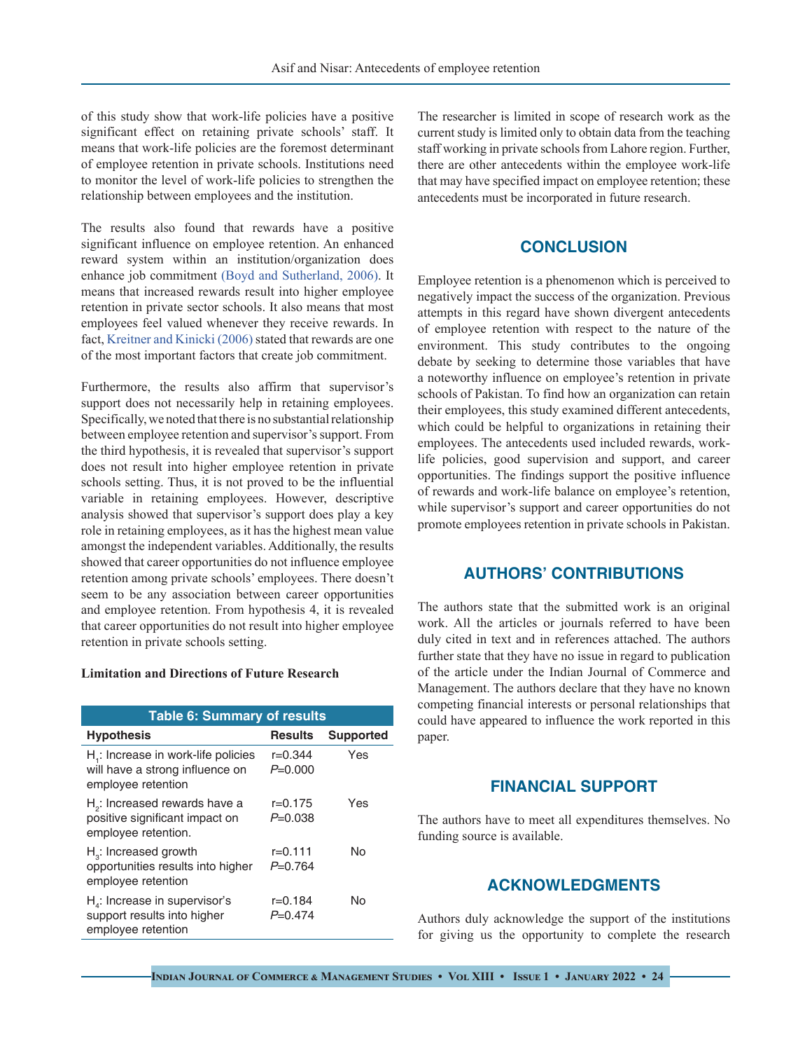of this study show that work-life policies have a positive significant effect on retaining private schools' staff. It means that work-life policies are the foremost determinant of employee retention in private schools. Institutions need to monitor the level of work-life policies to strengthen the relationship between employees and the institution.

The results also found that rewards have a positive significant influence on employee retention. An enhanced reward system within an institution/organization does enhance job commitment (Boyd and Sutherland, 2006). It means that increased rewards result into higher employee retention in private sector schools. It also means that most employees feel valued whenever they receive rewards. In fact, Kreitner and Kinicki (2006) stated that rewards are one of the most important factors that create job commitment.

Furthermore, the results also affirm that supervisor's support does not necessarily help in retaining employees. Specifically, we noted that there is no substantial relationship between employee retention and supervisor's support. From the third hypothesis, it is revealed that supervisor's support does not result into higher employee retention in private schools setting. Thus, it is not proved to be the influential variable in retaining employees. However, descriptive analysis showed that supervisor's support does play a key role in retaining employees, as it has the highest mean value amongst the independent variables. Additionally, the results showed that career opportunities do not influence employee retention among private schools' employees. There doesn't seem to be any association between career opportunities and employee retention. From hypothesis 4, it is revealed that career opportunities do not result into higher employee retention in private schools setting.

**Limitation and Directions of Future Research**

**Table 6: Summary of results**

| Hypothesis | Results | Supported |
|---|---|---|
| $H_1$: Increase in work-life policies will have a strong influence on employee retention | r=0.344 *P*=0.000 | Yes |
| $H_2$: Increased rewards have a positive significant impact on employee retention. | r=0.175 *P*=0.038 | Yes |
| $H_3$: Increased growth opportunities results into higher employee retention | r=0.111 *P*=0.764 | No |
| $H_4$: Increase in supervisor's support results into higher employee retention | r=0.184 *P*=0.474 | No |

The researcher is limited in scope of research work as the current study is limited only to obtain data from the teaching staff working in private schools from Lahore region. Further, there are other antecedents within the employee work-life that may have specified impact on employee retention; these antecedents must be incorporated in future research.

## CONCLUSION

Employee retention is a phenomenon which is perceived to negatively impact the success of the organization. Previous attempts in this regard have shown divergent antecedents of employee retention with respect to the nature of the environment. This study contributes to the ongoing debate by seeking to determine those variables that have a noteworthy influence on employee's retention in private schools of Pakistan. To find how an organization can retain their employees, this study examined different antecedents, which could be helpful to organizations in retaining their employees. The antecedents used included rewards, work-life policies, good supervision and support, and career opportunities. The findings support the positive influence of rewards and work-life balance on employee's retention, while supervisor's support and career opportunities do not promote employees retention in private schools in Pakistan.

## AUTHORS' CONTRIBUTIONS

The authors state that the submitted work is an original work. All the articles or journals referred to have been duly cited in text and in references attached. The authors further state that they have no issue in regard to publication of the article under the Indian Journal of Commerce and Management. The authors declare that they have no known competing financial interests or personal relationships that could have appeared to influence the work reported in this paper.

## FINANCIAL SUPPORT

The authors have to meet all expenditures themselves. No funding source is available.

## ACKNOWLEDGMENTS

Authors duly acknowledge the support of the institutions for giving us the opportunity to complete the research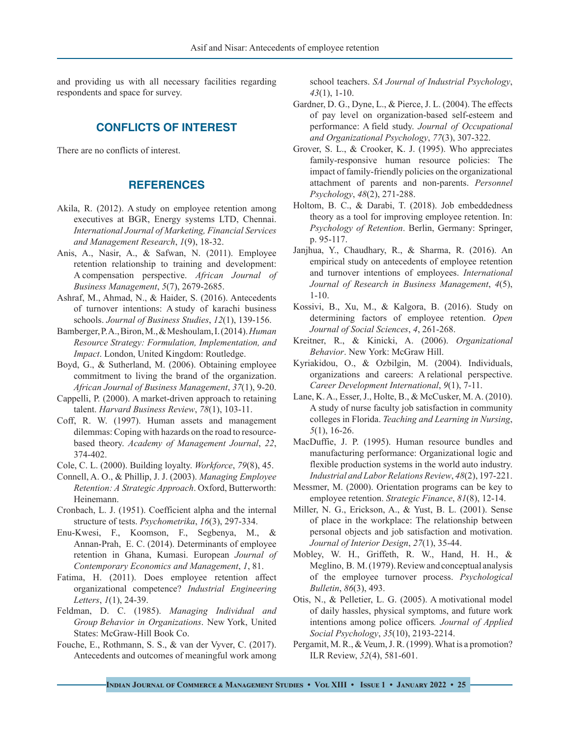and providing us with all necessary facilities regarding respondents and space for survey.

## CONFLICTS OF INTEREST

There are no conflicts of interest.

## REFERENCES

Akila, R. (2012). A study on employee retention among executives at BGR, Energy systems LTD, Chennai. *International Journal of Marketing, Financial Services and Management Research*, *1*(9), 18-32.

Anis, A., Nasir, A., & Safwan, N. (2011). Employee retention relationship to training and development: A compensation perspective. *African Journal of Business Management*, *5*(7), 2679-2685.

Ashraf, M., Ahmad, N., & Haider, S. (2016). Antecedents of turnover intentions: A study of karachi business schools. *Journal of Business Studies*, *12*(1), 139-156.

Bamberger, P. A., Biron, M., & Meshoulam, I. (2014). *Human Resource Strategy: Formulation, Implementation, and Impact*. London, United Kingdom: Routledge.

Boyd, G., & Sutherland, M. (2006). Obtaining employee commitment to living the brand of the organization. *African Journal of Business Management*, *37*(1), 9-20.

Cappelli, P. (2000). A market-driven approach to retaining talent. *Harvard Business Review*, *78*(1), 103-11.

Coff, R. W. (1997). Human assets and management dilemmas: Coping with hazards on the road to resource-based theory. *Academy of Management Journal*, *22*, 374-402.

Cole, C. L. (2000). Building loyalty. *Workforce*, *79*(8), 45.

Connell, A. O., & Phillip, J. J. (2003). *Managing Employee Retention: A Strategic Approach*. Oxford, Butterworth: Heinemann.

Cronbach, L. J. (1951). Coefficient alpha and the internal structure of tests. *Psychometrika*, *16*(3), 297-334.

Enu-Kwesi, F., Koomson, F., Segbenya, M., & Annan-Prah, E. C. (2014). Determinants of employee retention in Ghana, Kumasi. European *Journal of Contemporary Economics and Management*, *1*, 81.

Fatima, H. (2011). Does employee retention affect organizational competence? *Industrial Engineering Letters*, *1*(1), 24-39.

Feldman, D. C. (1985). *Managing Individual and Group Behavior in Organizations*. New York, United States: McGraw-Hill Book Co.

Fouche, E., Rothmann, S. S., & van der Vyver, C. (2017). Antecedents and outcomes of meaningful work among school teachers. *SA Journal of Industrial Psychology*, *43*(1), 1-10.

Gardner, D. G., Dyne, L., & Pierce, J. L. (2004). The effects of pay level on organization-based self-esteem and performance: A field study. *Journal of Occupational and Organizational Psychology*, *77*(3), 307-322.

Grover, S. L., & Crooker, K. J. (1995). Who appreciates family-responsive human resource policies: The impact of family-friendly policies on the organizational attachment of parents and non-parents. *Personnel Psychology*, *48*(2), 271-288.

Holtom, B. C., & Darabi, T. (2018). Job embeddedness theory as a tool for improving employee retention. In: *Psychology of Retention*. Berlin, Germany: Springer, p. 95-117.

Janjhua, Y., Chaudhary, R., & Sharma, R. (2016). An empirical study on antecedents of employee retention and turnover intentions of employees. *International Journal of Research in Business Management*, *4*(5), 1-10.

Kossivi, B., Xu, M., & Kalgora, B. (2016). Study on determining factors of employee retention. *Open Journal of Social Sciences*, *4*, 261-268.

Kreitner, R., & Kinicki, A. (2006). *Organizational Behavior*. New York: McGraw Hill.

Kyriakidou, O., & Ozbilgin, M. (2004). Individuals, organizations and careers: A relational perspective. *Career Development International*, *9*(1), 7-11.

Lane, K. A., Esser, J., Holte, B., & McCusker, M. A. (2010). A study of nurse faculty job satisfaction in community colleges in Florida. *Teaching and Learning in Nursing*, *5*(1), 16-26.

MacDuffie, J. P. (1995). Human resource bundles and manufacturing performance: Organizational logic and flexible production systems in the world auto industry. *Industrial and Labor Relations Review*, *48*(2), 197-221.

Messmer, M. (2000). Orientation programs can be key to employee retention. *Strategic Finance*, *81*(8), 12-14.

Miller, N. G., Erickson, A., & Yust, B. L. (2001). Sense of place in the workplace: The relationship between personal objects and job satisfaction and motivation. *Journal of Interior Design*, *27*(1), 35-44.

Mobley, W. H., Griffeth, R. W., Hand, H. H., & Meglino, B. M. (1979). Review and conceptual analysis of the employee turnover process. *Psychological Bulletin*, *86*(3), 493.

Otis, N., & Pelletier, L. G. (2005). A motivational model of daily hassles, physical symptoms, and future work intentions among police officers. *Journal of Applied Social Psychology*, *35*(10), 2193-2214.

Pergamit, M. R., & Veum, J. R. (1999). What is a promotion? ILR Review, *52*(4), 581-601.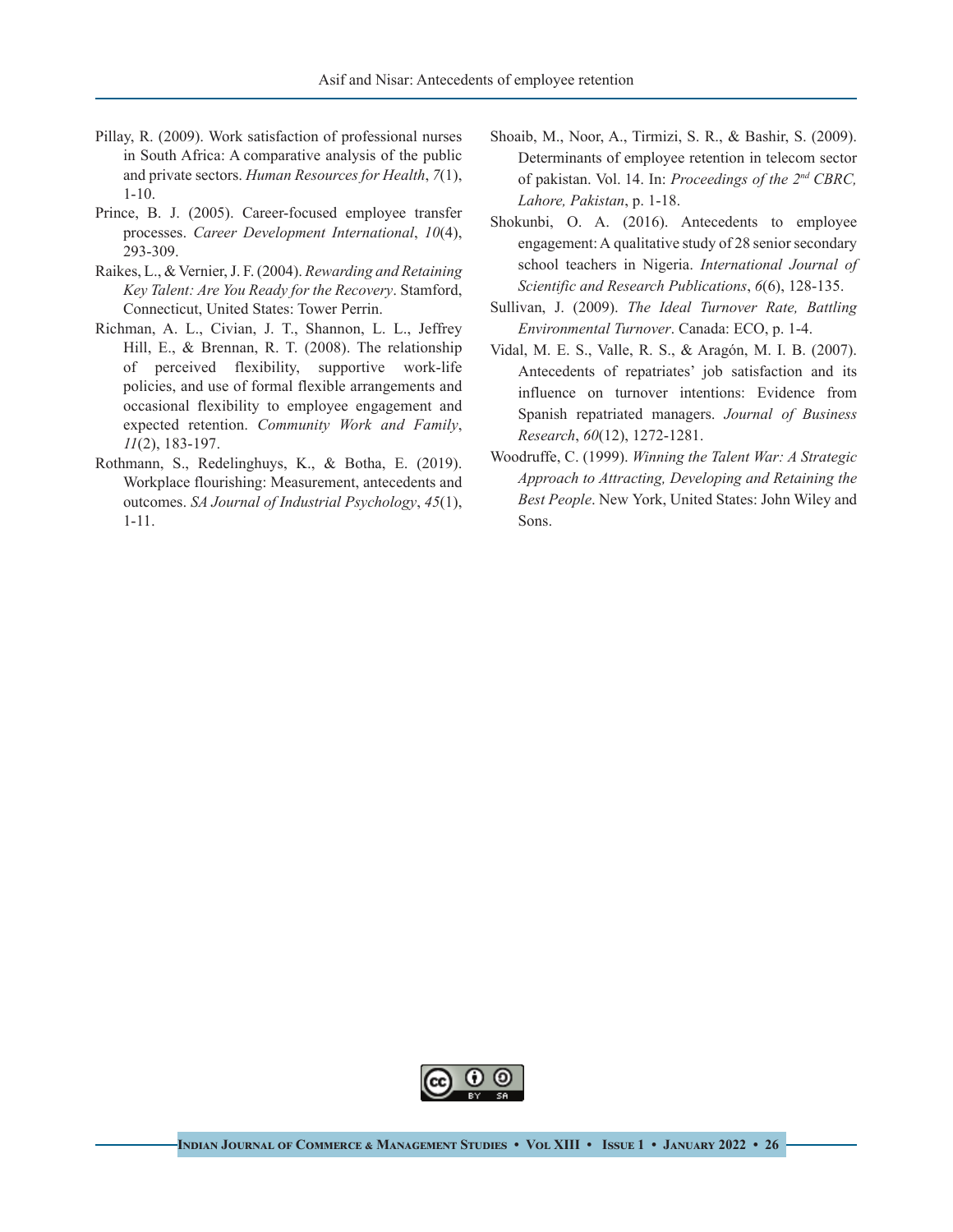Pillay, R. (2009). Work satisfaction of professional nurses in South Africa: A comparative analysis of the public and private sectors. *Human Resources for Health*, *7*(1), 1-10.

Prince, B. J. (2005). Career-focused employee transfer processes. *Career Development International*, *10*(4), 293-309.

Raikes, L., & Vernier, J. F. (2004). *Rewarding and Retaining Key Talent: Are You Ready for the Recovery*. Stamford, Connecticut, United States: Tower Perrin.

Richman, A. L., Civian, J. T., Shannon, L. L., Jeffrey Hill, E., & Brennan, R. T. (2008). The relationship of perceived flexibility, supportive work-life policies, and use of formal flexible arrangements and occasional flexibility to employee engagement and expected retention. *Community Work and Family*, *11*(2), 183-197.

Rothmann, S., Redelinghuys, K., & Botha, E. (2019). Workplace flourishing: Measurement, antecedents and outcomes. *SA Journal of Industrial Psychology*, *45*(1), 1-11.

Shoaib, M., Noor, A., Tirmizi, S. R., & Bashir, S. (2009). Determinants of employee retention in telecom sector of pakistan. Vol. 14. In: *Proceedings of the 2nd CBRC, Lahore, Pakistan*, p. 1-18.

Shokunbi, O. A. (2016). Antecedents to employee engagement: A qualitative study of 28 senior secondary school teachers in Nigeria. *International Journal of Scientific and Research Publications*, *6*(6), 128-135.

Sullivan, J. (2009). *The Ideal Turnover Rate, Battling Environmental Turnover*. Canada: ECO, p. 1-4.

Vidal, M. E. S., Valle, R. S., & Aragón, M. I. B. (2007). Antecedents of repatriates' job satisfaction and its influence on turnover intentions: Evidence from Spanish repatriated managers. *Journal of Business Research*, *60*(12), 1272-1281.

Woodruffe, C. (1999). *Winning the Talent War: A Strategic Approach to Attracting, Developing and Retaining the Best People*. New York, United States: John Wiley and Sons.